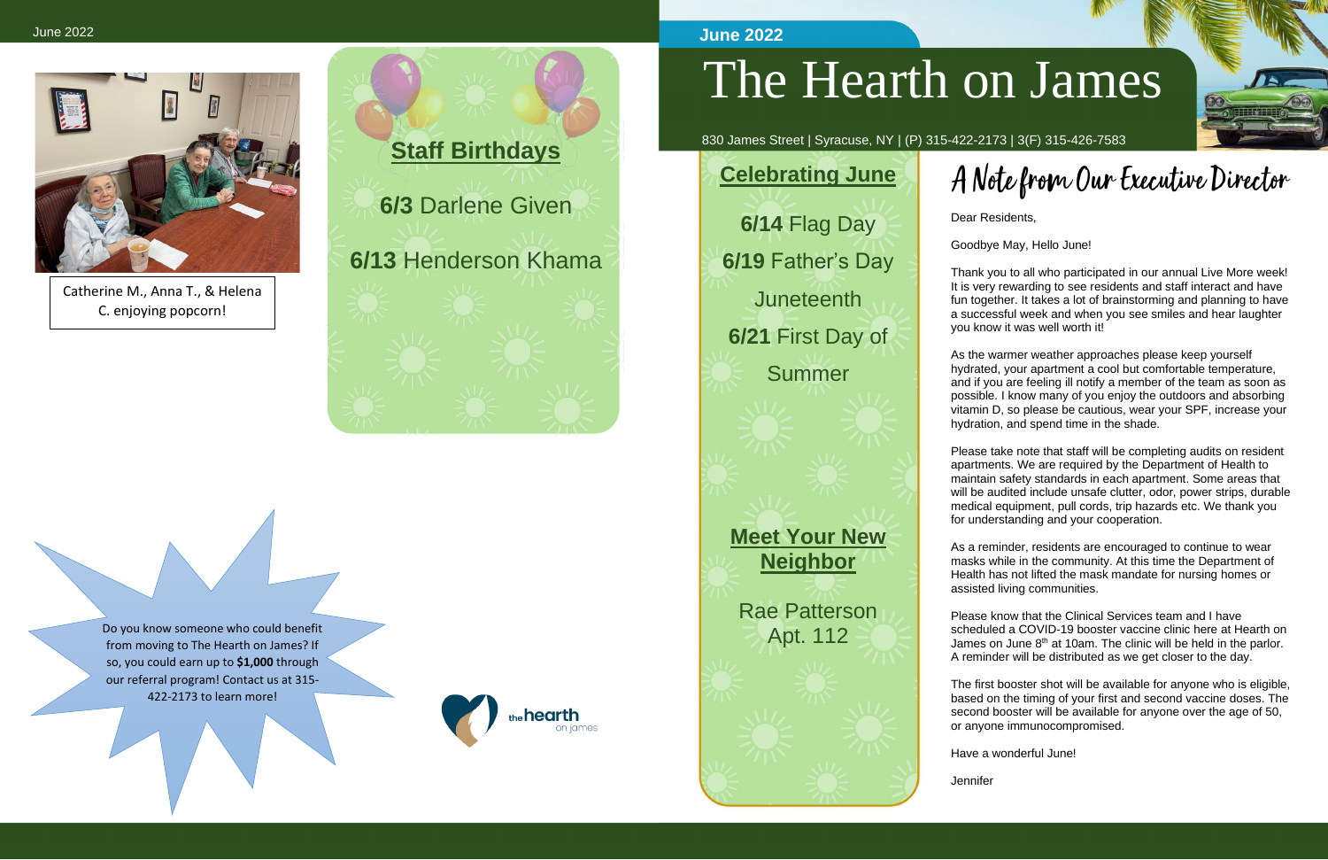Catherine M., Anna T., & Helena C. enjoying popcorn!

## Staff Birthdays

**6/3** Darlene Given

**6/13** Henderson Khama

Do you know someone who could benefit from moving to The Hearth on James? If so, you could earn up to **$1,000** through our referral program! Contact us at 315-422-2173 to learn more!

the hearth on james

June 2022

# The Hearth on James

830 James Street | Syracuse, NY | (P) 315-422-2173 | 3(F) 315-426-7583

## Celebrating June

**6/14** Flag Day

**6/19** Father's Day

Juneteenth

**6/21** First Day of Summer

## Meet Your New Neighbor

Rae Patterson
Apt. 112

## A Note from Our Executive Director

Dear Residents,

Goodbye May, Hello June!

Thank you to all who participated in our annual Live More week! It is very rewarding to see residents and staff interact and have fun together. It takes a lot of brainstorming and planning to have a successful week and when you see smiles and hear laughter you know it was well worth it!

As the warmer weather approaches please keep yourself hydrated, your apartment a cool but comfortable temperature, and if you are feeling ill notify a member of the team as soon as possible. I know many of you enjoy the outdoors and absorbing vitamin D, so please be cautious, wear your SPF, increase your hydration, and spend time in the shade.

Please take note that staff will be completing audits on resident apartments. We are required by the Department of Health to maintain safety standards in each apartment. Some areas that will be audited include unsafe clutter, odor, power strips, durable medical equipment, pull cords, trip hazards etc. We thank you for understanding and your cooperation.

As a reminder, residents are encouraged to continue to wear masks while in the community. At this time the Department of Health has not lifted the mask mandate for nursing homes or assisted living communities.

Please know that the Clinical Services team and I have scheduled a COVID-19 booster vaccine clinic here at Hearth on James on June 8th at 10am. The clinic will be held in the parlor. A reminder will be distributed as we get closer to the day.

The first booster shot will be available for anyone who is eligible, based on the timing of your first and second vaccine doses. The second booster will be available for anyone over the age of 50, or anyone immunocompromised.

Have a wonderful June!

Jennifer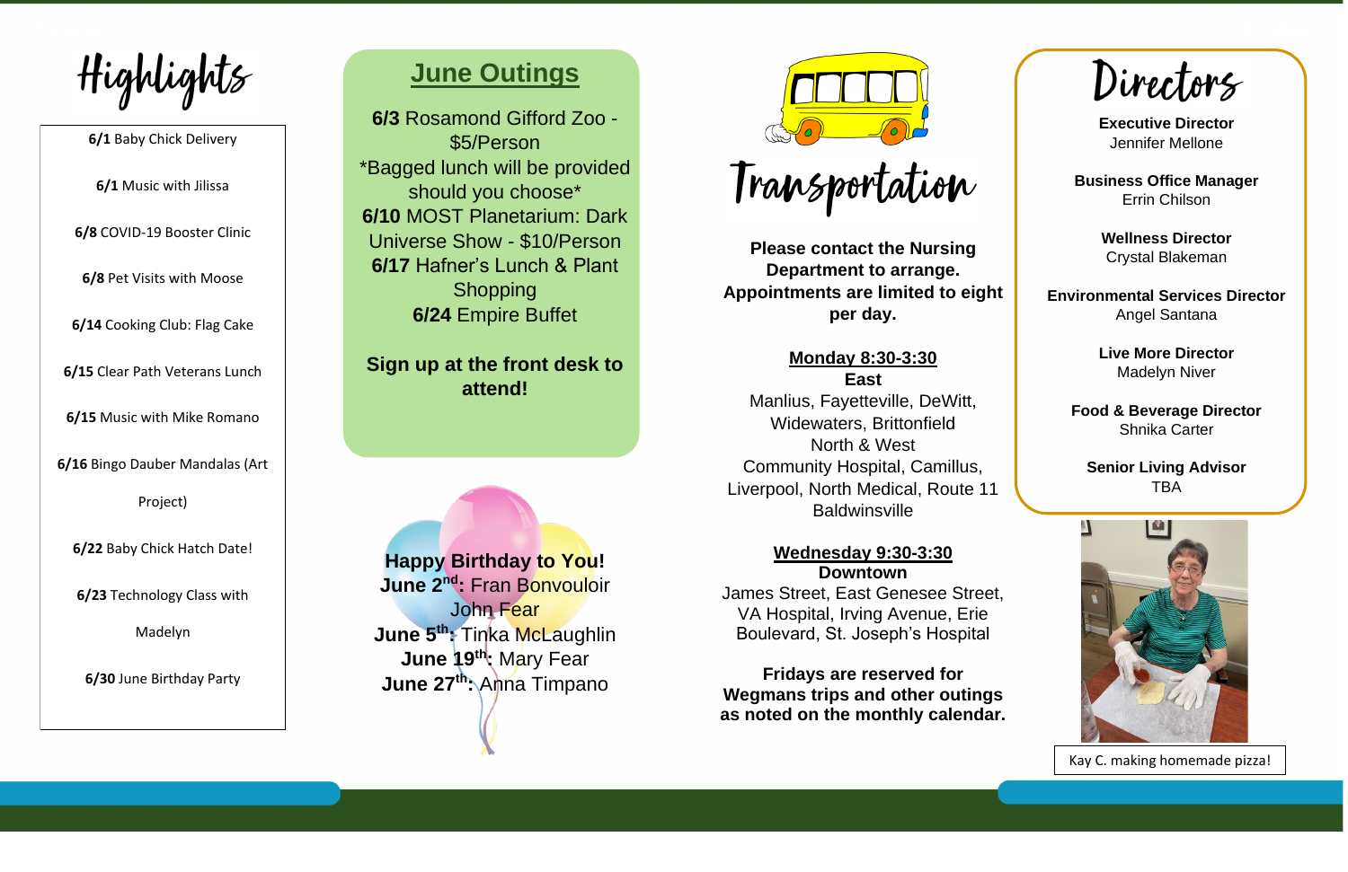## Highlights

**6/1** Baby Chick Delivery

**6/1** Music with Jilissa

**6/8** COVID-19 Booster Clinic

**6/8** Pet Visits with Moose

**6/14** Cooking Club: Flag Cake

**6/15** Clear Path Veterans Lunch

**6/15** Music with Mike Romano

**6/16** Bingo Dauber Mandalas (Art Project)

**6/22** Baby Chick Hatch Date!

**6/23** Technology Class with Madelyn

**6/30** June Birthday Party

## June Outings

**6/3** Rosamond Gifford Zoo - $5/Person
*Bagged lunch will be provided should you choose*
**6/10** MOST Planetarium: Dark Universe Show - $10/Person
**6/17** Hafner's Lunch & Plant Shopping
**6/24** Empire Buffet

**Sign up at the front desk to attend!**

**Happy Birthday to You!**
**June 2nd:** Fran Bonvouloir
John Fear
**June 5th:** Tinka McLaughlin
**June 19th:** Mary Fear
**June 27th:** Anna Timpano

## Transportation

**Please contact the Nursing Department to arrange. Appointments are limited to eight per day.**

**Monday 8:30-3:30**
**East**
Manlius, Fayetteville, DeWitt, Widewaters, Brittonfield
North & West
Community Hospital, Camillus, Liverpool, North Medical, Route 11
Baldwinsville

**Wednesday 9:30-3:30**
**Downtown**
James Street, East Genesee Street, VA Hospital, Irving Avenue, Erie Boulevard, St. Joseph's Hospital

**Fridays are reserved for Wegmans trips and other outings as noted on the monthly calendar.**

## Directors

**Executive Director**
Jennifer Mellone

**Business Office Manager**
Errin Chilson

**Wellness Director**
Crystal Blakeman

**Environmental Services Director**
Angel Santana

**Live More Director**
Madelyn Niver

**Food & Beverage Director**
Shnika Carter

**Senior Living Advisor**
TBA

Kay C. making homemade pizza!